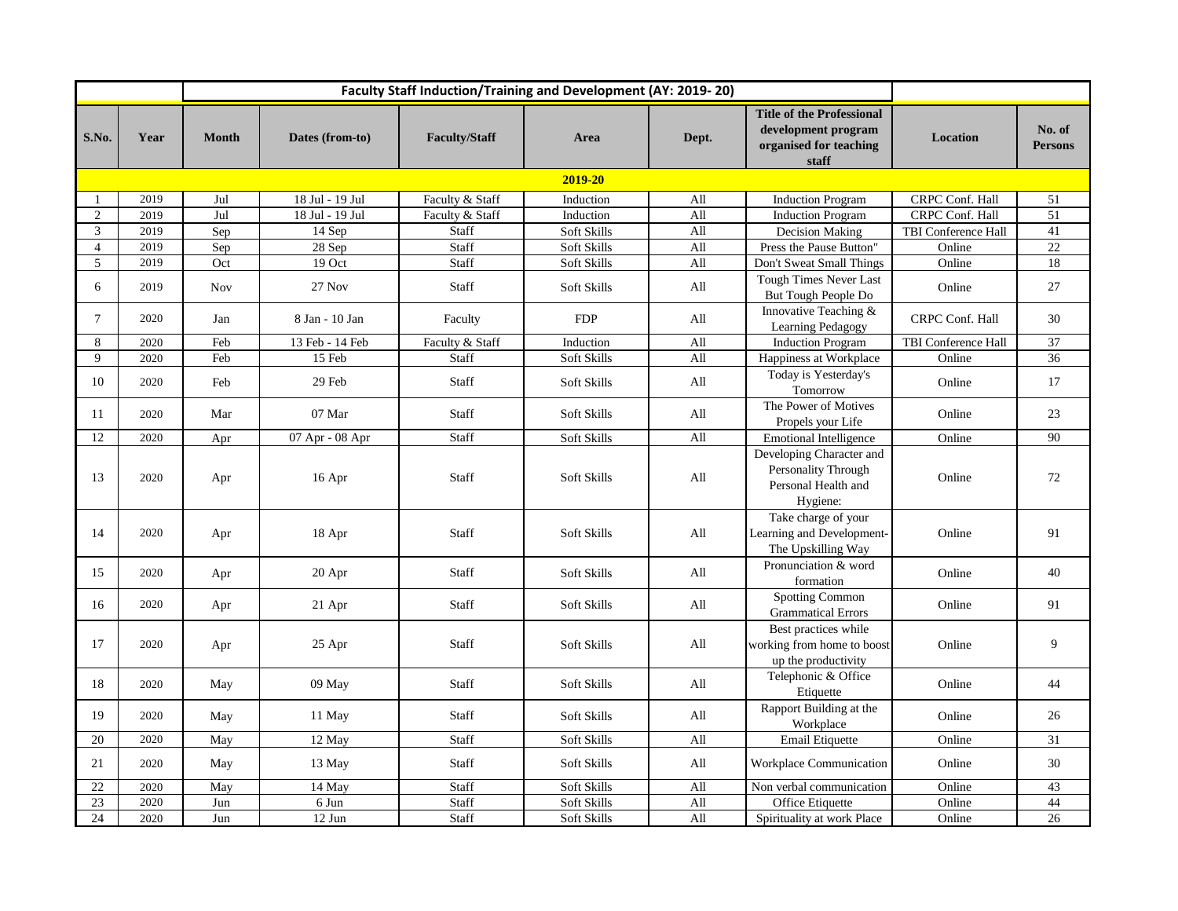| | | Faculty Staff Induction/Training and Development (AY: 2019- 20) | | | | | | | |
|---|---|---|---|---|---|---|---|---|---|
| **S.No.** | **Year** | **Month** | **Dates (from-to)** | **Faculty/Staff** | **Area** | **Dept.** | **Title of the Professional development program organised for teaching staff** | **Location** | **No. of Persons** |
| | | | | | **2019-20** | | | | |
| 1 | 2019 | Jul | 18 Jul - 19 Jul | Faculty & Staff | Induction | All | Induction Program | CRPC Conf. Hall | 51 |
| 2 | 2019 | Jul | 18 Jul - 19 Jul | Faculty & Staff | Induction | All | Induction Program | CRPC Conf. Hall | 51 |
| 3 | 2019 | Sep | 14 Sep | Staff | Soft Skills | All | Decision Making | TBI Conference Hall | 41 |
| 4 | 2019 | Sep | 28 Sep | Staff | Soft Skills | All | Press the Pause Button" | Online | 22 |
| 5 | 2019 | Oct | 19 Oct | Staff | Soft Skills | All | Don't Sweat Small Things | Online | 18 |
| 6 | 2019 | Nov | 27 Nov | Staff | Soft Skills | All | Tough Times Never Last But Tough People Do | Online | 27 |
| 7 | 2020 | Jan | 8 Jan - 10 Jan | Faculty | FDP | All | Innovative Teaching & Learning Pedagogy | CRPC Conf. Hall | 30 |
| 8 | 2020 | Feb | 13 Feb - 14 Feb | Faculty & Staff | Induction | All | Induction Program | TBI Conference Hall | 37 |
| 9 | 2020 | Feb | 15 Feb | Staff | Soft Skills | All | Happiness at Workplace | Online | 36 |
| 10 | 2020 | Feb | 29 Feb | Staff | Soft Skills | All | Today is Yesterday's Tomorrow | Online | 17 |
| 11 | 2020 | Mar | 07 Mar | Staff | Soft Skills | All | The Power of Motives Propels your Life | Online | 23 |
| 12 | 2020 | Apr | 07 Apr - 08 Apr | Staff | Soft Skills | All | Emotional Intelligence | Online | 90 |
| 13 | 2020 | Apr | 16 Apr | Staff | Soft Skills | All | Developing Character and Personality Through Personal Health and Hygiene: | Online | 72 |
| 14 | 2020 | Apr | 18 Apr | Staff | Soft Skills | All | Take charge of your Learning and Development- The Upskilling Way | Online | 91 |
| 15 | 2020 | Apr | 20 Apr | Staff | Soft Skills | All | Pronunciation & word formation | Online | 40 |
| 16 | 2020 | Apr | 21 Apr | Staff | Soft Skills | All | Spotting Common Grammatical Errors | Online | 91 |
| 17 | 2020 | Apr | 25 Apr | Staff | Soft Skills | All | Best practices while working from home to boost up the productivity | Online | 9 |
| 18 | 2020 | May | 09 May | Staff | Soft Skills | All | Telephonic & Office Etiquette | Online | 44 |
| 19 | 2020 | May | 11 May | Staff | Soft Skills | All | Rapport Building at the Workplace | Online | 26 |
| 20 | 2020 | May | 12 May | Staff | Soft Skills | All | Email Etiquette | Online | 31 |
| 21 | 2020 | May | 13 May | Staff | Soft Skills | All | Workplace Communication | Online | 30 |
| 22 | 2020 | May | 14 May | Staff | Soft Skills | All | Non verbal communication | Online | 43 |
| 23 | 2020 | Jun | 6 Jun | Staff | Soft Skills | All | Office Etiquette | Online | 44 |
| 24 | 2020 | Jun | 12 Jun | Staff | Soft Skills | All | Spirituality at work Place | Online | 26 |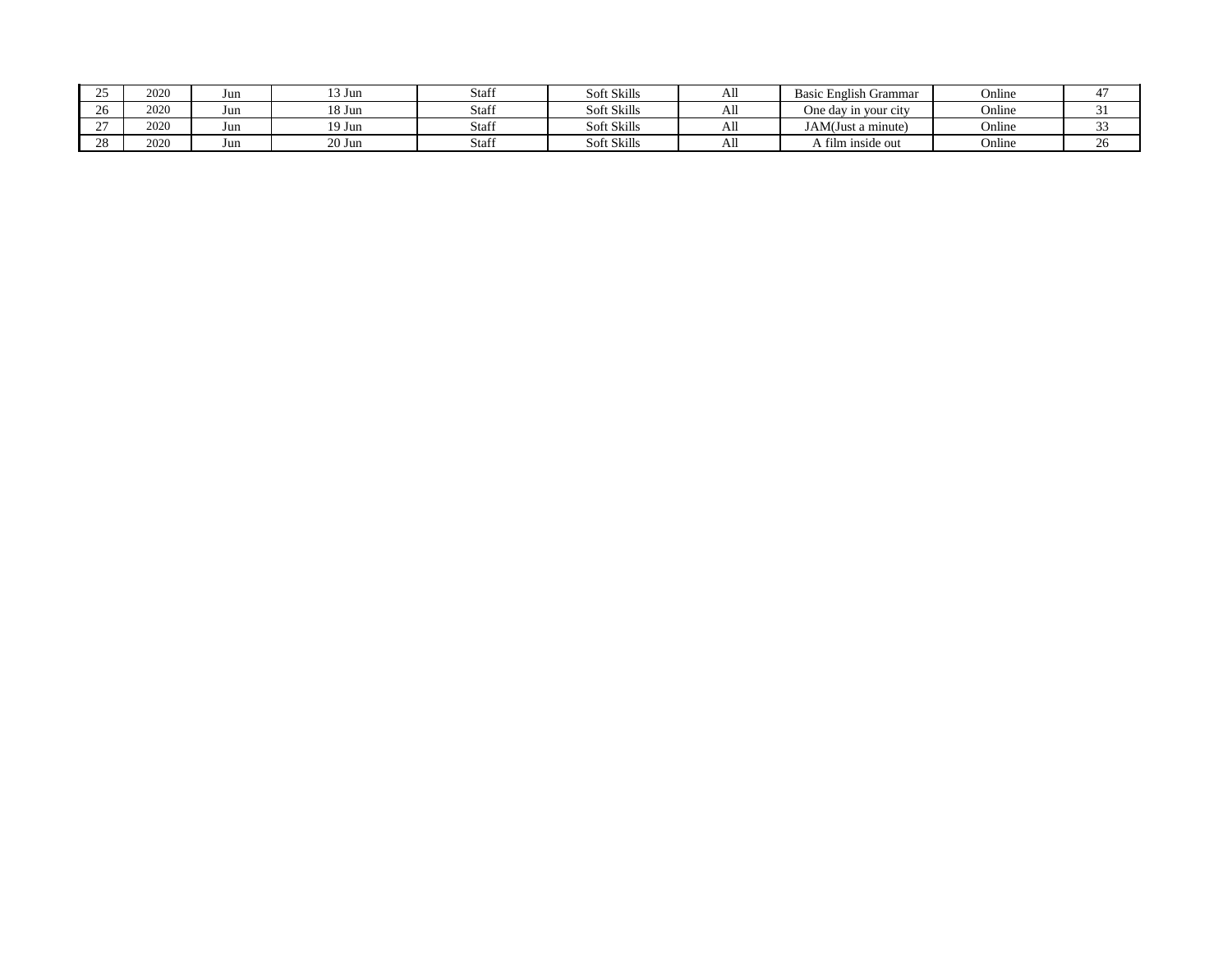| | | | | | | | | | |
|---|---|---|---|---|---|---|---|---|---|
| 25 | 2020 | Jun | 13 Jun | Staff | Soft Skills | All | Basic English Grammar | Online | 47 |
| 26 | 2020 | Jun | 18 Jun | Staff | Soft Skills | All | One day in your city | Online | 31 |
| 27 | 2020 | Jun | 19 Jun | Staff | Soft Skills | All | JAM(Just a minute) | Online | 33 |
| 28 | 2020 | Jun | 20 Jun | Staff | Soft Skills | All | A film inside out | Online | 26 |